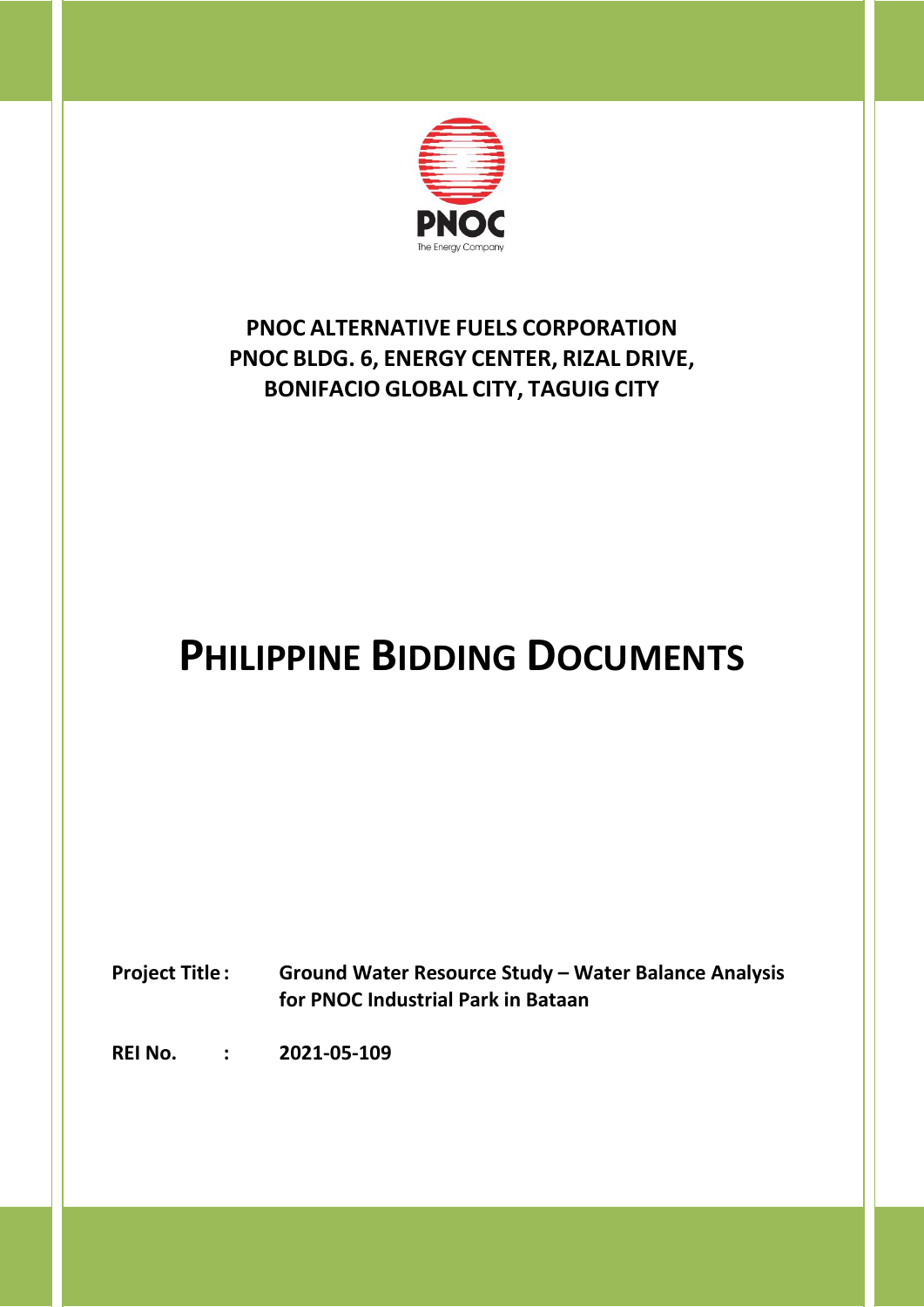**PNOC ALTERNATIVE FUELS CORPORATION**
**PNOC BLDG. 6, ENERGY CENTER, RIZAL DRIVE,**
**BONIFACIO GLOBAL CITY, TAGUIG CITY**

# PHILIPPINE BIDDING DOCUMENTS

**Project Title :** **Ground Water Resource Study – Water Balance Analysis for PNOC Industrial Park in Bataan**

**REI No. :** **2021-05-109**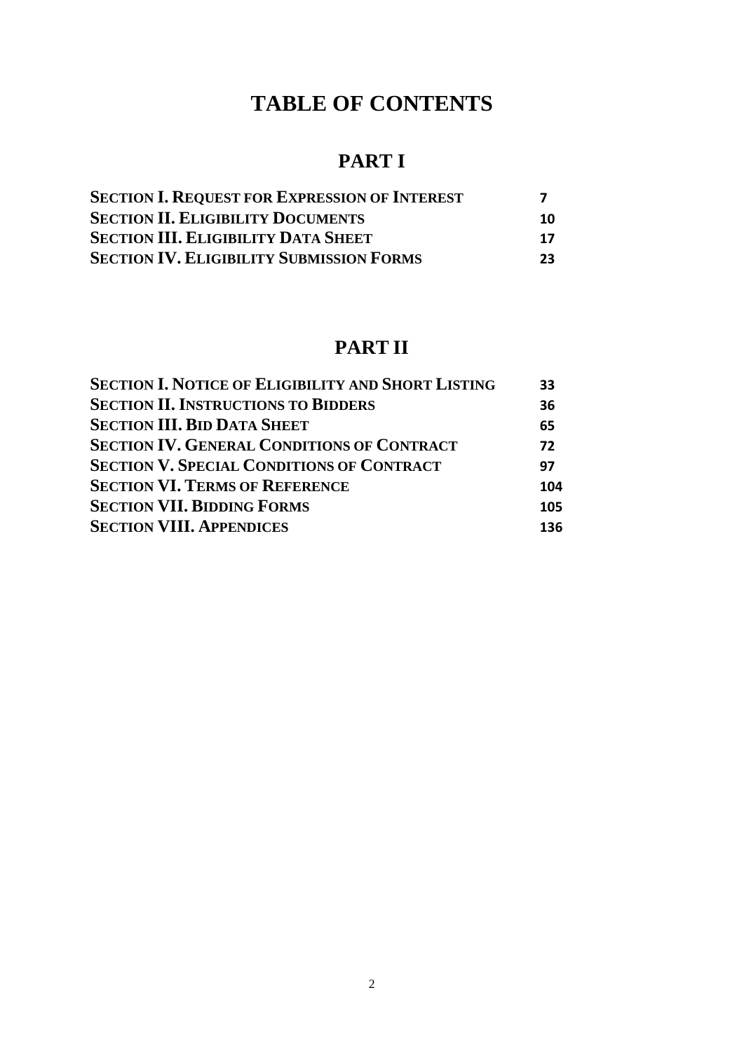# TABLE OF CONTENTS

## PART I

| | |
|---|---|
| **SECTION I. REQUEST FOR EXPRESSION OF INTEREST** | **7** |
| **SECTION II. ELIGIBILITY DOCUMENTS** | **10** |
| **SECTION III. ELIGIBILITY DATA SHEET** | **17** |
| **SECTION IV. ELIGIBILITY SUBMISSION FORMS** | **23** |

## PART II

| | |
|---|---|
| **SECTION I. NOTICE OF ELIGIBILITY AND SHORT LISTING** | **33** |
| **SECTION II. INSTRUCTIONS TO BIDDERS** | **36** |
| **SECTION III. BID DATA SHEET** | **65** |
| **SECTION IV. GENERAL CONDITIONS OF CONTRACT** | **72** |
| **SECTION V. SPECIAL CONDITIONS OF CONTRACT** | **97** |
| **SECTION VI. TERMS OF REFERENCE** | **104** |
| **SECTION VII. BIDDING FORMS** | **105** |
| **SECTION VIII. APPENDICES** | **136** |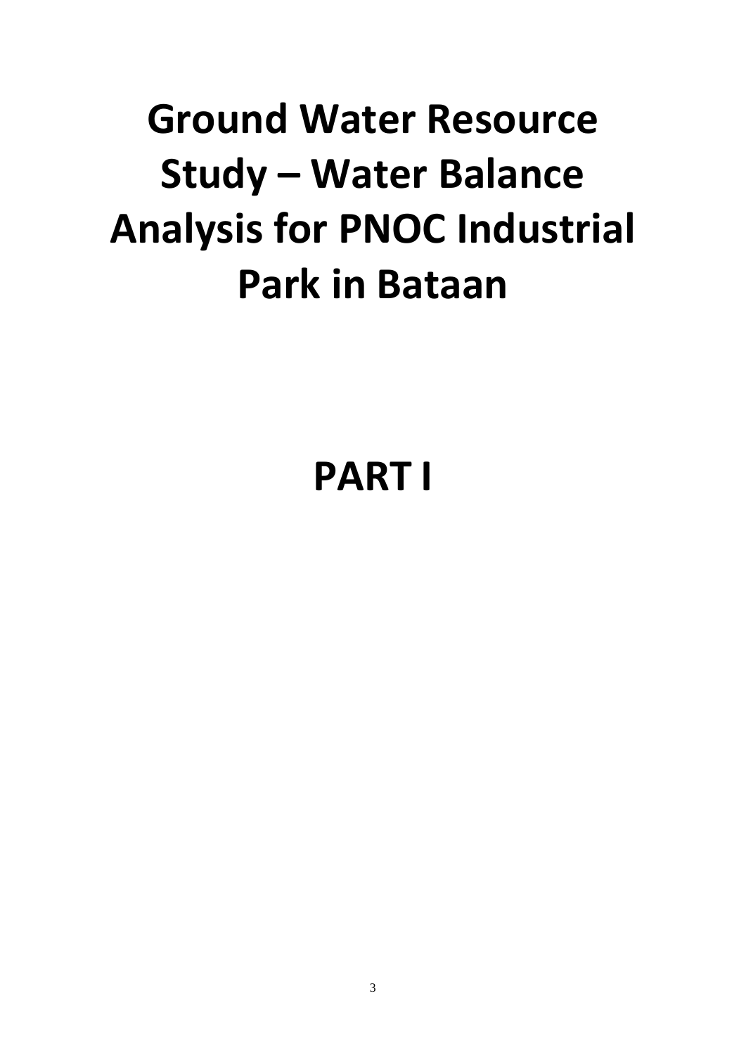# Ground Water Resource Study – Water Balance Analysis for PNOC Industrial Park in Bataan

# PART I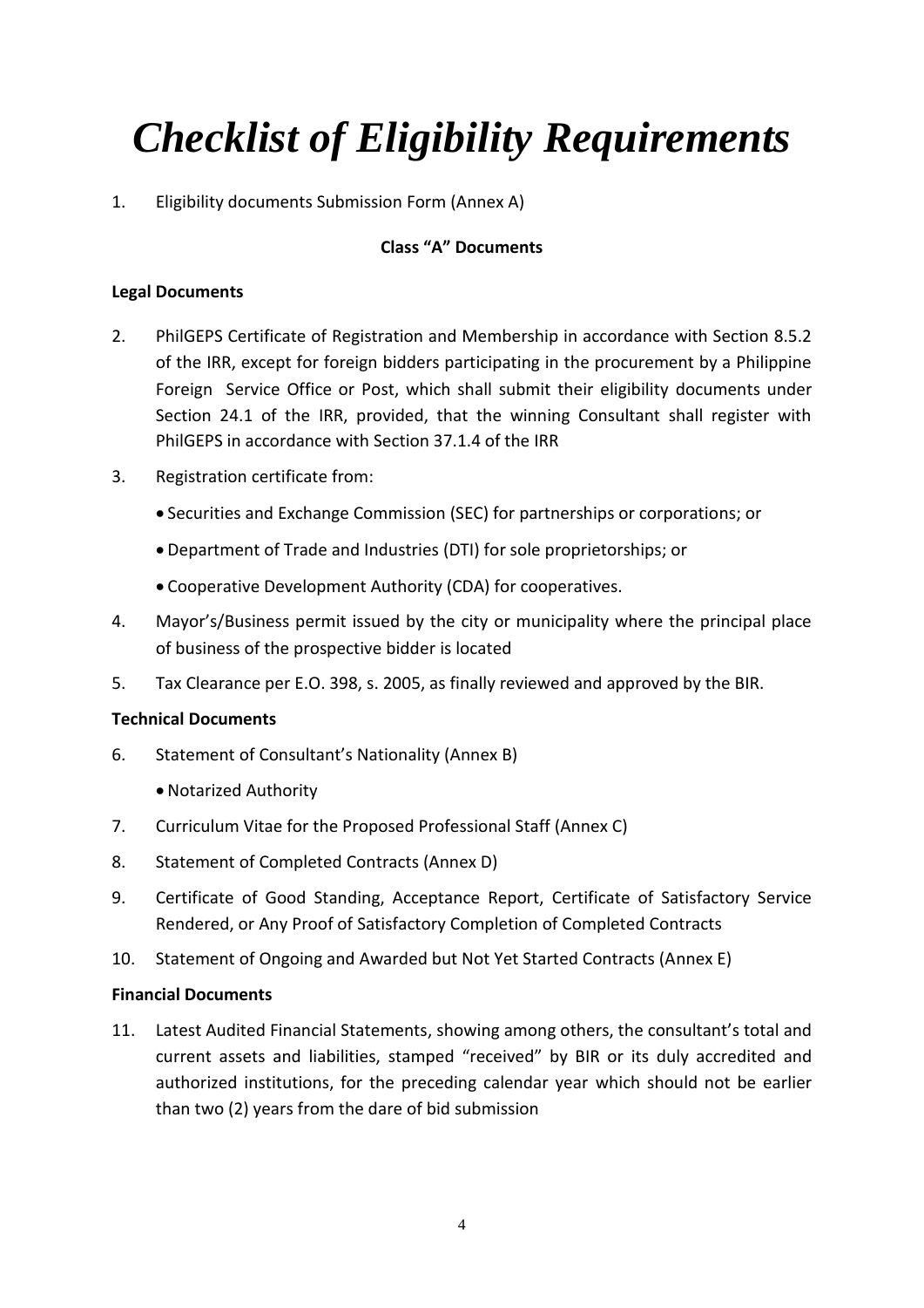# *Checklist of Eligibility Requirements*

1. Eligibility documents Submission Form (Annex A)

**Class "A" Documents**

**Legal Documents**

2. PhilGEPS Certificate of Registration and Membership in accordance with Section 8.5.2 of the IRR, except for foreign bidders participating in the procurement by a Philippine Foreign Service Office or Post, which shall submit their eligibility documents under Section 24.1 of the IRR, provided, that the winning Consultant shall register with PhilGEPS in accordance with Section 37.1.4 of the IRR
3. Registration certificate from:
   - Securities and Exchange Commission (SEC) for partnerships or corporations; or
   - Department of Trade and Industries (DTI) for sole proprietorships; or
   - Cooperative Development Authority (CDA) for cooperatives.
4. Mayor's/Business permit issued by the city or municipality where the principal place of business of the prospective bidder is located
5. Tax Clearance per E.O. 398, s. 2005, as finally reviewed and approved by the BIR.

**Technical Documents**

6. Statement of Consultant's Nationality (Annex B)
   - Notarized Authority
7. Curriculum Vitae for the Proposed Professional Staff (Annex C)
8. Statement of Completed Contracts (Annex D)
9. Certificate of Good Standing, Acceptance Report, Certificate of Satisfactory Service Rendered, or Any Proof of Satisfactory Completion of Completed Contracts
10. Statement of Ongoing and Awarded but Not Yet Started Contracts (Annex E)

**Financial Documents**

11. Latest Audited Financial Statements, showing among others, the consultant's total and current assets and liabilities, stamped "received" by BIR or its duly accredited and authorized institutions, for the preceding calendar year which should not be earlier than two (2) years from the dare of bid submission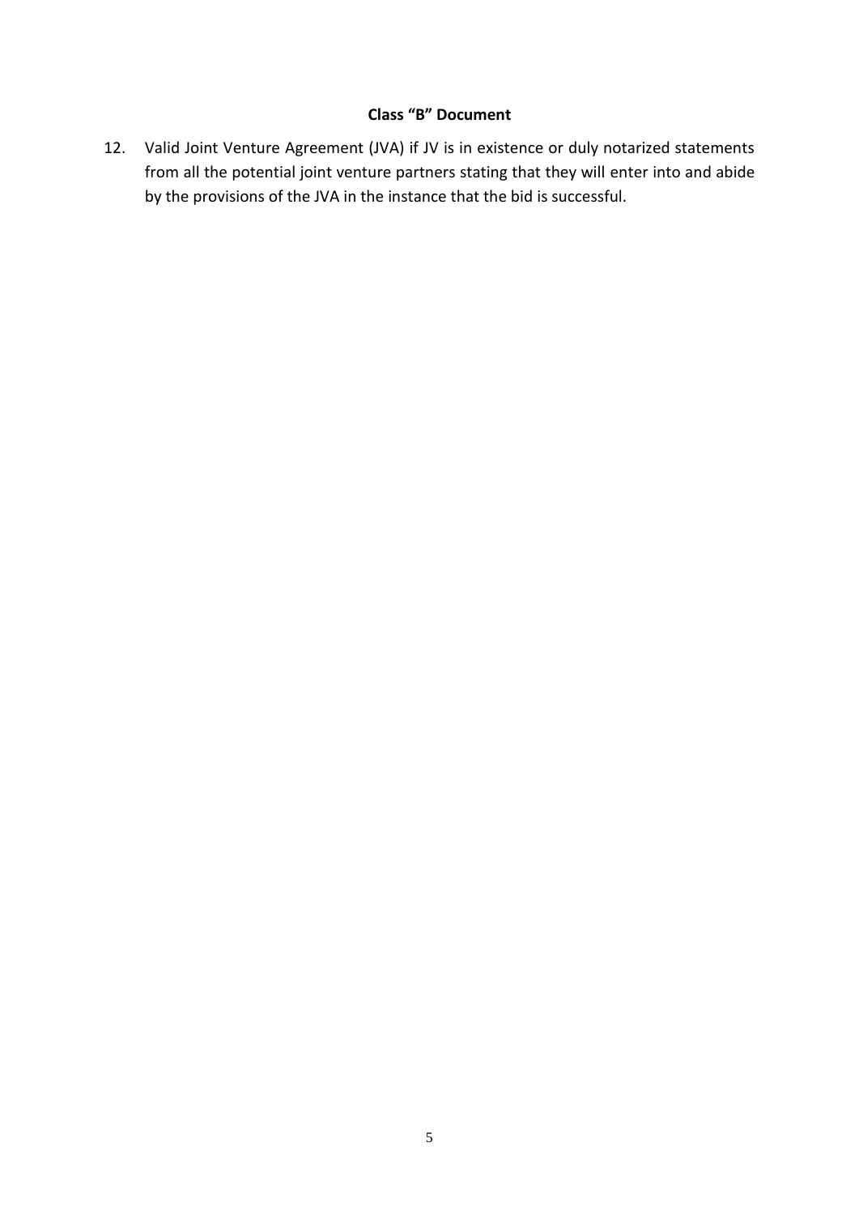**Class "B" Document**

12. Valid Joint Venture Agreement (JVA) if JV is in existence or duly notarized statements from all the potential joint venture partners stating that they will enter into and abide by the provisions of the JVA in the instance that the bid is successful.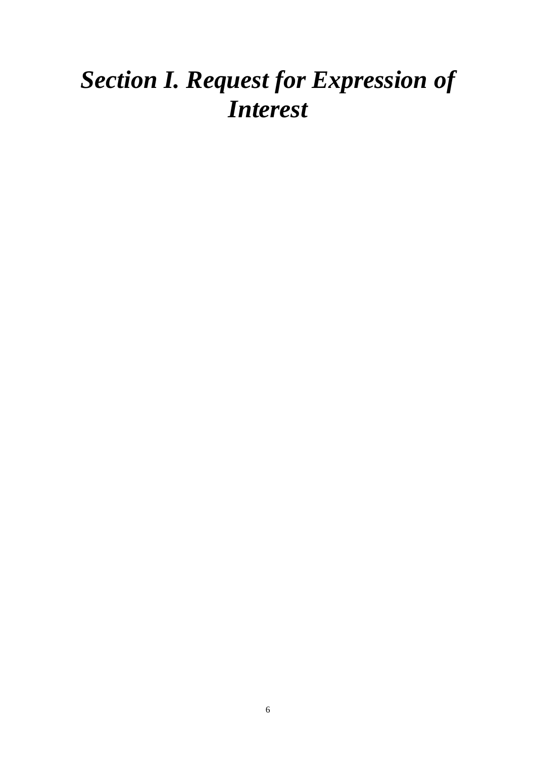# *Section I. Request for Expression of Interest*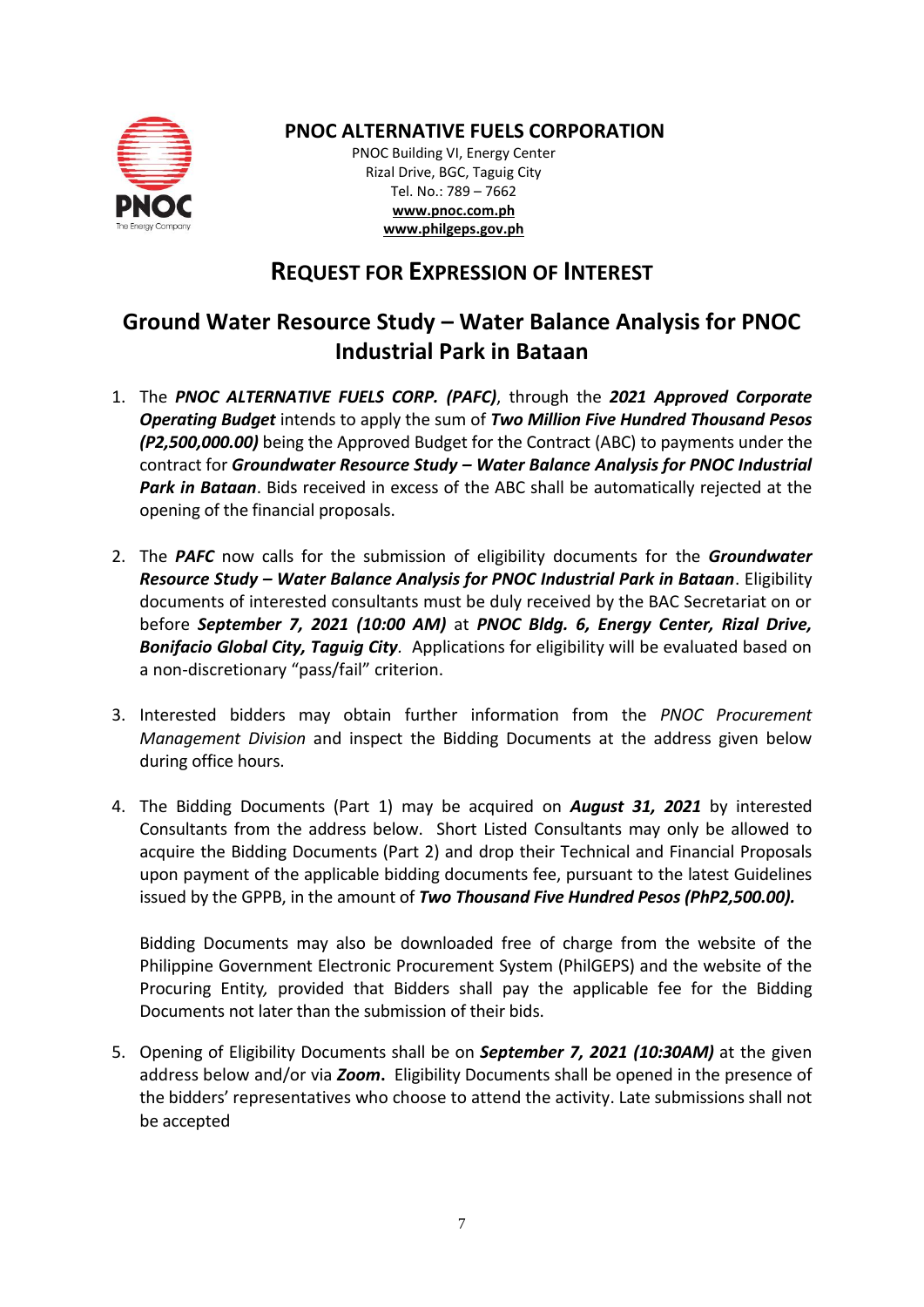**PNOC ALTERNATIVE FUELS CORPORATION**
PNOC Building VI, Energy Center
Rizal Drive, BGC, Taguig City
Tel. No.: 789 – 7662
**www.pnoc.com.ph**
**www.philgeps.gov.ph**

## REQUEST FOR EXPRESSION OF INTEREST

## Ground Water Resource Study – Water Balance Analysis for PNOC Industrial Park in Bataan

1. The ***PNOC ALTERNATIVE FUELS CORP. (PAFC)***, through the ***2021 Approved Corporate Operating Budget*** intends to apply the sum of ***Two Million Five Hundred Thousand Pesos (P2,500,000.00)*** being the Approved Budget for the Contract (ABC) to payments under the contract for ***Groundwater Resource Study – Water Balance Analysis for PNOC Industrial Park in Bataan***. Bids received in excess of the ABC shall be automatically rejected at the opening of the financial proposals.

2. The ***PAFC*** now calls for the submission of eligibility documents for the ***Groundwater Resource Study – Water Balance Analysis for PNOC Industrial Park in Bataan***. Eligibility documents of interested consultants must be duly received by the BAC Secretariat on or before ***September 7, 2021 (10:00 AM)*** at ***PNOC Bldg. 6, Energy Center, Rizal Drive, Bonifacio Global City, Taguig City***. Applications for eligibility will be evaluated based on a non-discretionary "pass/fail" criterion.

3. Interested bidders may obtain further information from the *PNOC Procurement Management Division* and inspect the Bidding Documents at the address given below during office hours.

4. The Bidding Documents (Part 1) may be acquired on ***August 31, 2021*** by interested Consultants from the address below. Short Listed Consultants may only be allowed to acquire the Bidding Documents (Part 2) and drop their Technical and Financial Proposals upon payment of the applicable bidding documents fee, pursuant to the latest Guidelines issued by the GPPB, in the amount of ***Two Thousand Five Hundred Pesos (PhP2,500.00).***

   Bidding Documents may also be downloaded free of charge from the website of the Philippine Government Electronic Procurement System (PhilGEPS) and the website of the Procuring Entity*,* provided that Bidders shall pay the applicable fee for the Bidding Documents not later than the submission of their bids.

5. Opening of Eligibility Documents shall be on ***September 7, 2021 (10:30AM)*** at the given address below and/or via ***Zoom*.** Eligibility Documents shall be opened in the presence of the bidders' representatives who choose to attend the activity. Late submissions shall not be accepted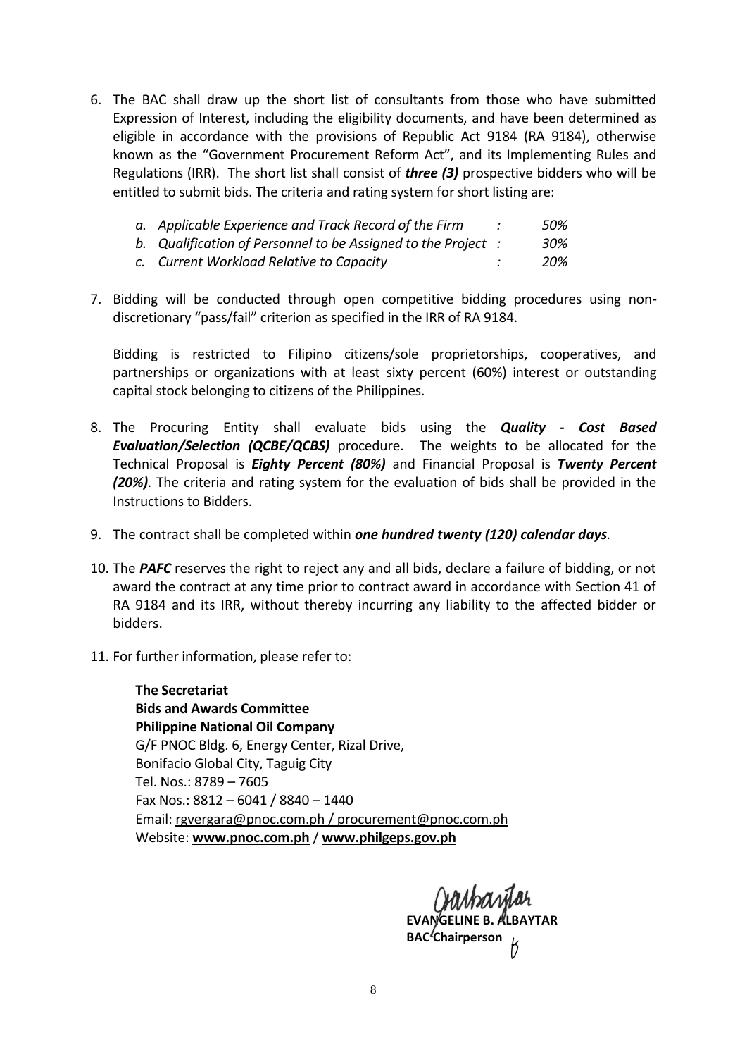6. The BAC shall draw up the short list of consultants from those who have submitted Expression of Interest, including the eligibility documents, and have been determined as eligible in accordance with the provisions of Republic Act 9184 (RA 9184), otherwise known as the "Government Procurement Reform Act", and its Implementing Rules and Regulations (IRR). The short list shall consist of ***three (3)*** prospective bidders who will be entitled to submit bids. The criteria and rating system for short listing are:

   *a. Applicable Experience and Track Record of the Firm : 50%*
   *b. Qualification of Personnel to be Assigned to the Project : 30%*
   *c. Current Workload Relative to Capacity : 20%*

7. Bidding will be conducted through open competitive bidding procedures using non-discretionary "pass/fail" criterion as specified in the IRR of RA 9184.

   Bidding is restricted to Filipino citizens/sole proprietorships, cooperatives, and partnerships or organizations with at least sixty percent (60%) interest or outstanding capital stock belonging to citizens of the Philippines.

8. The Procuring Entity shall evaluate bids using the ***Quality - Cost Based Evaluation/Selection (QCBE/QCBS)*** procedure. The weights to be allocated for the Technical Proposal is ***Eighty Percent (80%)*** and Financial Proposal is ***Twenty Percent (20%)***. The criteria and rating system for the evaluation of bids shall be provided in the Instructions to Bidders.

9. The contract shall be completed within ***one hundred twenty (120) calendar days***.

10. The ***PAFC*** reserves the right to reject any and all bids, declare a failure of bidding, or not award the contract at any time prior to contract award in accordance with Section 41 of RA 9184 and its IRR, without thereby incurring any liability to the affected bidder or bidders.

11. For further information, please refer to:

    **The Secretariat**
    **Bids and Awards Committee**
    **Philippine National Oil Company**
    G/F PNOC Bldg. 6, Energy Center, Rizal Drive,
    Bonifacio Global City, Taguig City
    Tel. Nos.: 8789 – 7605
    Fax Nos.: 8812 – 6041 / 8840 – 1440
    Email: rgvergara@pnoc.com.ph / procurement@pnoc.com.ph
    Website: **www.pnoc.com.ph** / **www.philgeps.gov.ph**

**EVANGELINE B. ALBAYTAR**
**BAC Chairperson**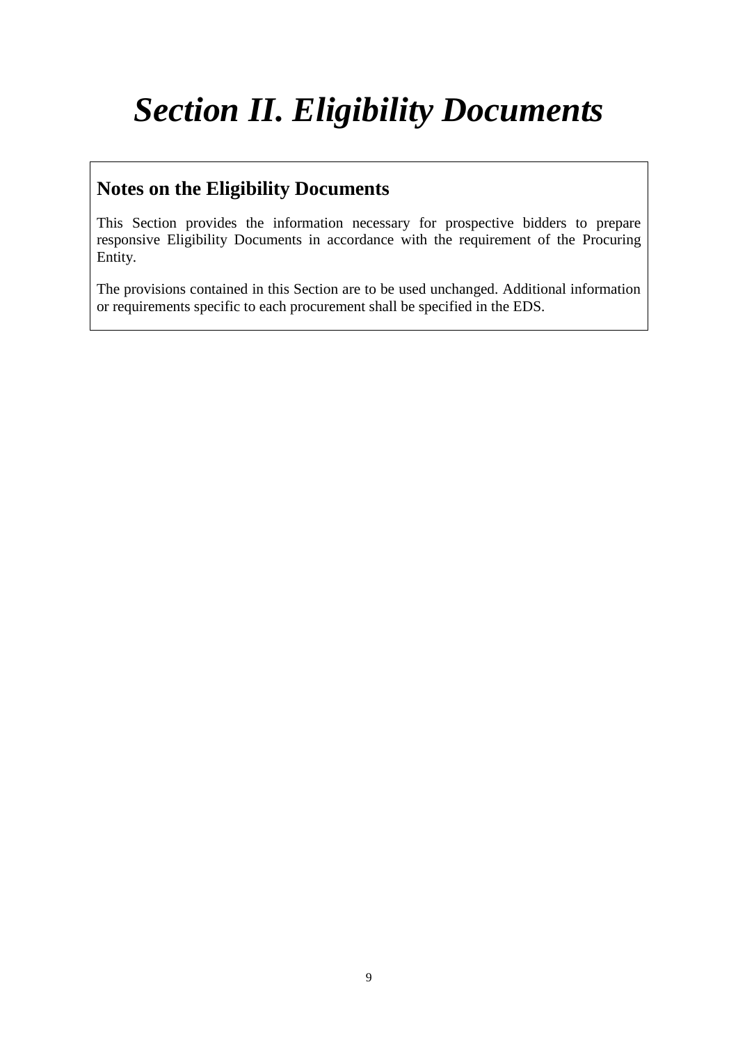# *Section II. Eligibility Documents*

## Notes on the Eligibility Documents

This Section provides the information necessary for prospective bidders to prepare responsive Eligibility Documents in accordance with the requirement of the Procuring Entity.

The provisions contained in this Section are to be used unchanged. Additional information or requirements specific to each procurement shall be specified in the EDS.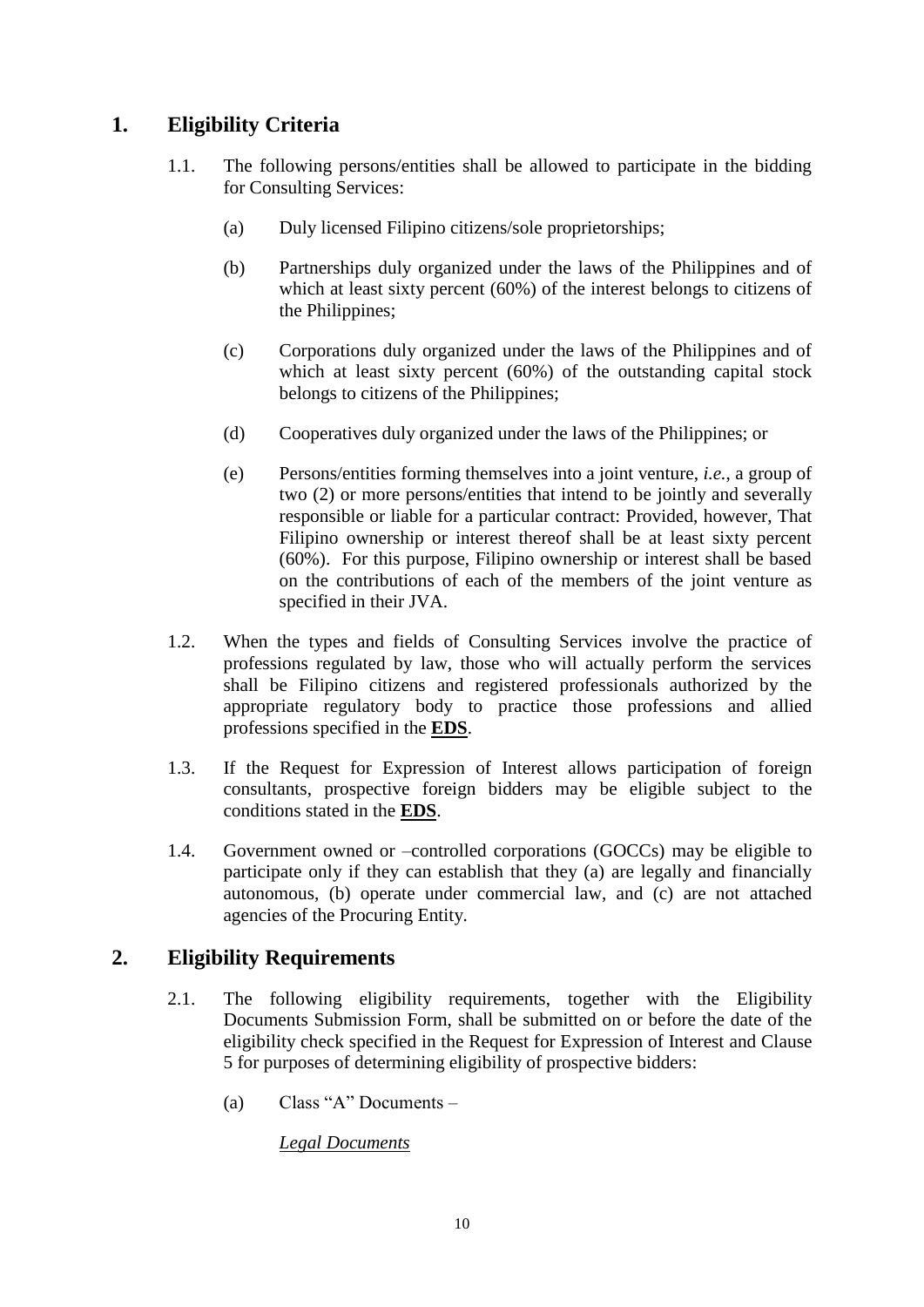## 1. Eligibility Criteria

1.1. The following persons/entities shall be allowed to participate in the bidding for Consulting Services:

(a) Duly licensed Filipino citizens/sole proprietorships;

(b) Partnerships duly organized under the laws of the Philippines and of which at least sixty percent (60%) of the interest belongs to citizens of the Philippines;

(c) Corporations duly organized under the laws of the Philippines and of which at least sixty percent (60%) of the outstanding capital stock belongs to citizens of the Philippines;

(d) Cooperatives duly organized under the laws of the Philippines; or

(e) Persons/entities forming themselves into a joint venture, *i.e.*, a group of two (2) or more persons/entities that intend to be jointly and severally responsible or liable for a particular contract: Provided, however, That Filipino ownership or interest thereof shall be at least sixty percent (60%). For this purpose, Filipino ownership or interest shall be based on the contributions of each of the members of the joint venture as specified in their JVA.

1.2. When the types and fields of Consulting Services involve the practice of professions regulated by law, those who will actually perform the services shall be Filipino citizens and registered professionals authorized by the appropriate regulatory body to practice those professions and allied professions specified in the **EDS**.

1.3. If the Request for Expression of Interest allows participation of foreign consultants, prospective foreign bidders may be eligible subject to the conditions stated in the **EDS**.

1.4. Government owned or –controlled corporations (GOCCs) may be eligible to participate only if they can establish that they (a) are legally and financially autonomous, (b) operate under commercial law, and (c) are not attached agencies of the Procuring Entity.

## 2. Eligibility Requirements

2.1. The following eligibility requirements, together with the Eligibility Documents Submission Form, shall be submitted on or before the date of the eligibility check specified in the Request for Expression of Interest and Clause 5 for purposes of determining eligibility of prospective bidders:

(a) Class "A" Documents –

*Legal Documents*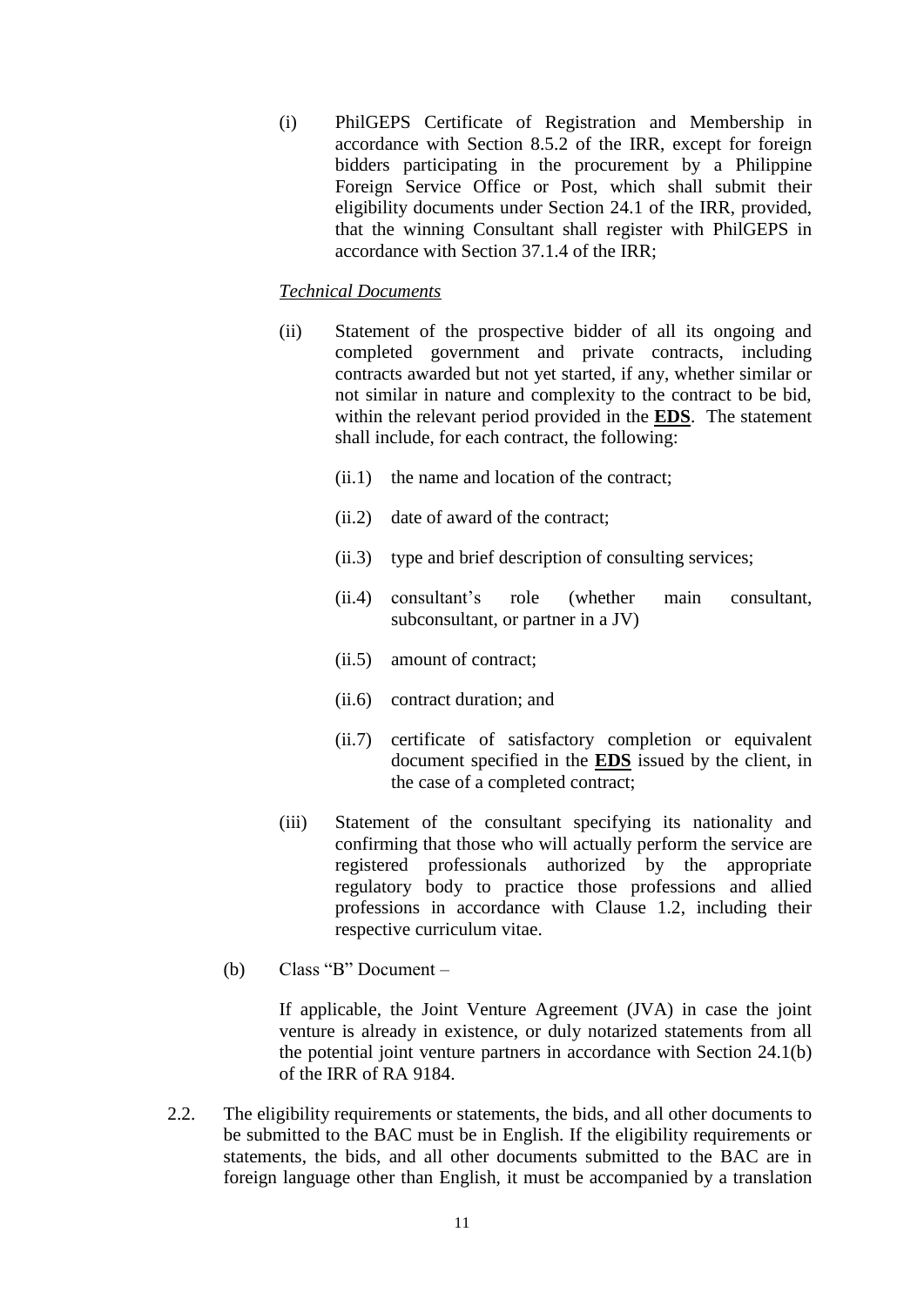(i) PhilGEPS Certificate of Registration and Membership in accordance with Section 8.5.2 of the IRR, except for foreign bidders participating in the procurement by a Philippine Foreign Service Office or Post, which shall submit their eligibility documents under Section 24.1 of the IRR, provided, that the winning Consultant shall register with PhilGEPS in accordance with Section 37.1.4 of the IRR;

*Technical Documents*

(ii) Statement of the prospective bidder of all its ongoing and completed government and private contracts, including contracts awarded but not yet started, if any, whether similar or not similar in nature and complexity to the contract to be bid, within the relevant period provided in the **EDS**. The statement shall include, for each contract, the following:

(ii.1) the name and location of the contract;

(ii.2) date of award of the contract;

(ii.3) type and brief description of consulting services;

(ii.4) consultant's role (whether main consultant, subconsultant, or partner in a JV)

(ii.5) amount of contract;

(ii.6) contract duration; and

(ii.7) certificate of satisfactory completion or equivalent document specified in the **EDS** issued by the client, in the case of a completed contract;

(iii) Statement of the consultant specifying its nationality and confirming that those who will actually perform the service are registered professionals authorized by the appropriate regulatory body to practice those professions and allied professions in accordance with Clause 1.2, including their respective curriculum vitae.

(b) Class "B" Document –

If applicable, the Joint Venture Agreement (JVA) in case the joint venture is already in existence, or duly notarized statements from all the potential joint venture partners in accordance with Section 24.1(b) of the IRR of RA 9184.

2.2. The eligibility requirements or statements, the bids, and all other documents to be submitted to the BAC must be in English. If the eligibility requirements or statements, the bids, and all other documents submitted to the BAC are in foreign language other than English, it must be accompanied by a translation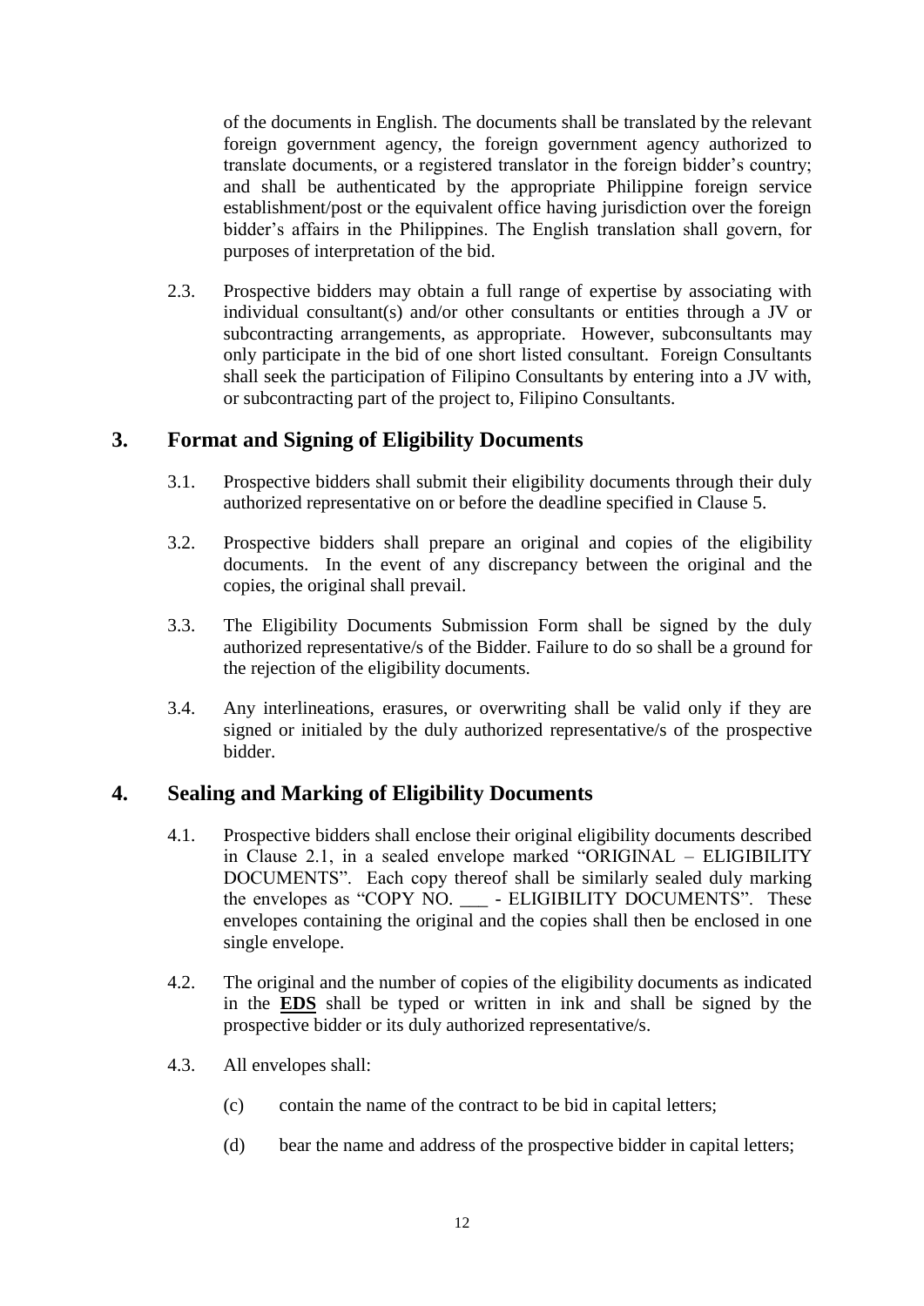of the documents in English. The documents shall be translated by the relevant foreign government agency, the foreign government agency authorized to translate documents, or a registered translator in the foreign bidder's country; and shall be authenticated by the appropriate Philippine foreign service establishment/post or the equivalent office having jurisdiction over the foreign bidder's affairs in the Philippines. The English translation shall govern, for purposes of interpretation of the bid.

2.3. Prospective bidders may obtain a full range of expertise by associating with individual consultant(s) and/or other consultants or entities through a JV or subcontracting arrangements, as appropriate. However, subconsultants may only participate in the bid of one short listed consultant. Foreign Consultants shall seek the participation of Filipino Consultants by entering into a JV with, or subcontracting part of the project to, Filipino Consultants.

## 3. Format and Signing of Eligibility Documents

3.1. Prospective bidders shall submit their eligibility documents through their duly authorized representative on or before the deadline specified in Clause 5.

3.2. Prospective bidders shall prepare an original and copies of the eligibility documents. In the event of any discrepancy between the original and the copies, the original shall prevail.

3.3. The Eligibility Documents Submission Form shall be signed by the duly authorized representative/s of the Bidder. Failure to do so shall be a ground for the rejection of the eligibility documents.

3.4. Any interlineations, erasures, or overwriting shall be valid only if they are signed or initialed by the duly authorized representative/s of the prospective bidder.

## 4. Sealing and Marking of Eligibility Documents

4.1. Prospective bidders shall enclose their original eligibility documents described in Clause 2.1, in a sealed envelope marked "ORIGINAL – ELIGIBILITY DOCUMENTS". Each copy thereof shall be similarly sealed duly marking the envelopes as "COPY NO. ___ - ELIGIBILITY DOCUMENTS". These envelopes containing the original and the copies shall then be enclosed in one single envelope.

4.2. The original and the number of copies of the eligibility documents as indicated in the **EDS** shall be typed or written in ink and shall be signed by the prospective bidder or its duly authorized representative/s.

4.3. All envelopes shall:

(c) contain the name of the contract to be bid in capital letters;

(d) bear the name and address of the prospective bidder in capital letters;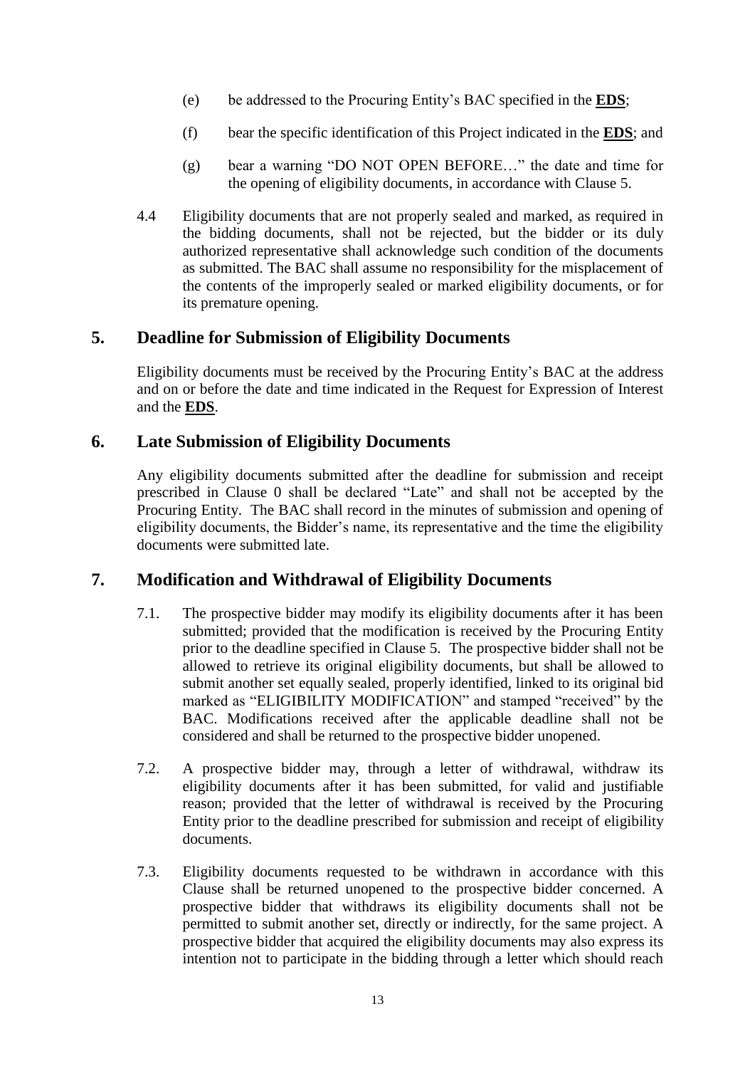(e) be addressed to the Procuring Entity's BAC specified in the **EDS**;

(f) bear the specific identification of this Project indicated in the **EDS**; and

(g) bear a warning "DO NOT OPEN BEFORE…" the date and time for the opening of eligibility documents, in accordance with Clause 5.

4.4 Eligibility documents that are not properly sealed and marked, as required in the bidding documents, shall not be rejected, but the bidder or its duly authorized representative shall acknowledge such condition of the documents as submitted. The BAC shall assume no responsibility for the misplacement of the contents of the improperly sealed or marked eligibility documents, or for its premature opening.

## 5. Deadline for Submission of Eligibility Documents

Eligibility documents must be received by the Procuring Entity's BAC at the address and on or before the date and time indicated in the Request for Expression of Interest and the **EDS**.

## 6. Late Submission of Eligibility Documents

Any eligibility documents submitted after the deadline for submission and receipt prescribed in Clause 0 shall be declared "Late" and shall not be accepted by the Procuring Entity. The BAC shall record in the minutes of submission and opening of eligibility documents, the Bidder's name, its representative and the time the eligibility documents were submitted late.

## 7. Modification and Withdrawal of Eligibility Documents

7.1. The prospective bidder may modify its eligibility documents after it has been submitted; provided that the modification is received by the Procuring Entity prior to the deadline specified in Clause 5. The prospective bidder shall not be allowed to retrieve its original eligibility documents, but shall be allowed to submit another set equally sealed, properly identified, linked to its original bid marked as "ELIGIBILITY MODIFICATION" and stamped "received" by the BAC. Modifications received after the applicable deadline shall not be considered and shall be returned to the prospective bidder unopened.

7.2. A prospective bidder may, through a letter of withdrawal, withdraw its eligibility documents after it has been submitted, for valid and justifiable reason; provided that the letter of withdrawal is received by the Procuring Entity prior to the deadline prescribed for submission and receipt of eligibility documents.

7.3. Eligibility documents requested to be withdrawn in accordance with this Clause shall be returned unopened to the prospective bidder concerned. A prospective bidder that withdraws its eligibility documents shall not be permitted to submit another set, directly or indirectly, for the same project. A prospective bidder that acquired the eligibility documents may also express its intention not to participate in the bidding through a letter which should reach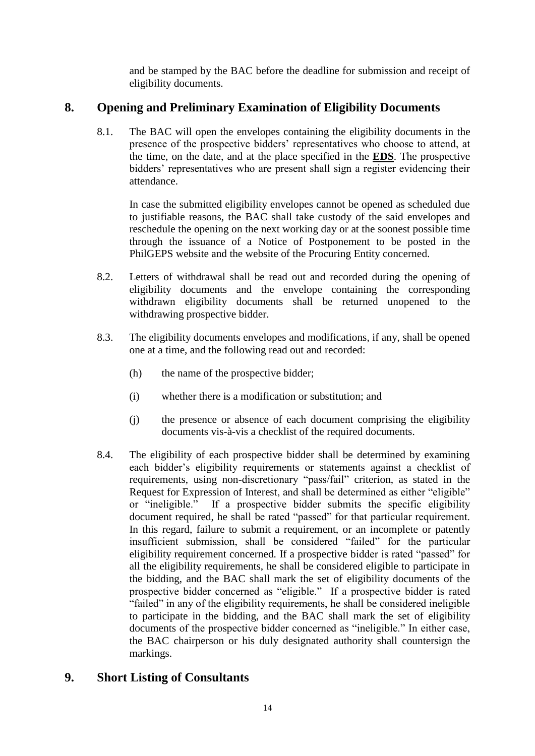and be stamped by the BAC before the deadline for submission and receipt of eligibility documents.

## 8. Opening and Preliminary Examination of Eligibility Documents

8.1. The BAC will open the envelopes containing the eligibility documents in the presence of the prospective bidders' representatives who choose to attend, at the time, on the date, and at the place specified in the **EDS**. The prospective bidders' representatives who are present shall sign a register evidencing their attendance.

In case the submitted eligibility envelopes cannot be opened as scheduled due to justifiable reasons, the BAC shall take custody of the said envelopes and reschedule the opening on the next working day or at the soonest possible time through the issuance of a Notice of Postponement to be posted in the PhilGEPS website and the website of the Procuring Entity concerned.

8.2. Letters of withdrawal shall be read out and recorded during the opening of eligibility documents and the envelope containing the corresponding withdrawn eligibility documents shall be returned unopened to the withdrawing prospective bidder.

8.3. The eligibility documents envelopes and modifications, if any, shall be opened one at a time, and the following read out and recorded:

(h) the name of the prospective bidder;

(i) whether there is a modification or substitution; and

(j) the presence or absence of each document comprising the eligibility documents vis-à-vis a checklist of the required documents.

8.4. The eligibility of each prospective bidder shall be determined by examining each bidder's eligibility requirements or statements against a checklist of requirements, using non-discretionary "pass/fail" criterion, as stated in the Request for Expression of Interest, and shall be determined as either "eligible" or "ineligible." If a prospective bidder submits the specific eligibility document required, he shall be rated "passed" for that particular requirement. In this regard, failure to submit a requirement, or an incomplete or patently insufficient submission, shall be considered "failed" for the particular eligibility requirement concerned. If a prospective bidder is rated "passed" for all the eligibility requirements, he shall be considered eligible to participate in the bidding, and the BAC shall mark the set of eligibility documents of the prospective bidder concerned as "eligible." If a prospective bidder is rated "failed" in any of the eligibility requirements, he shall be considered ineligible to participate in the bidding, and the BAC shall mark the set of eligibility documents of the prospective bidder concerned as "ineligible." In either case, the BAC chairperson or his duly designated authority shall countersign the markings.

## 9. Short Listing of Consultants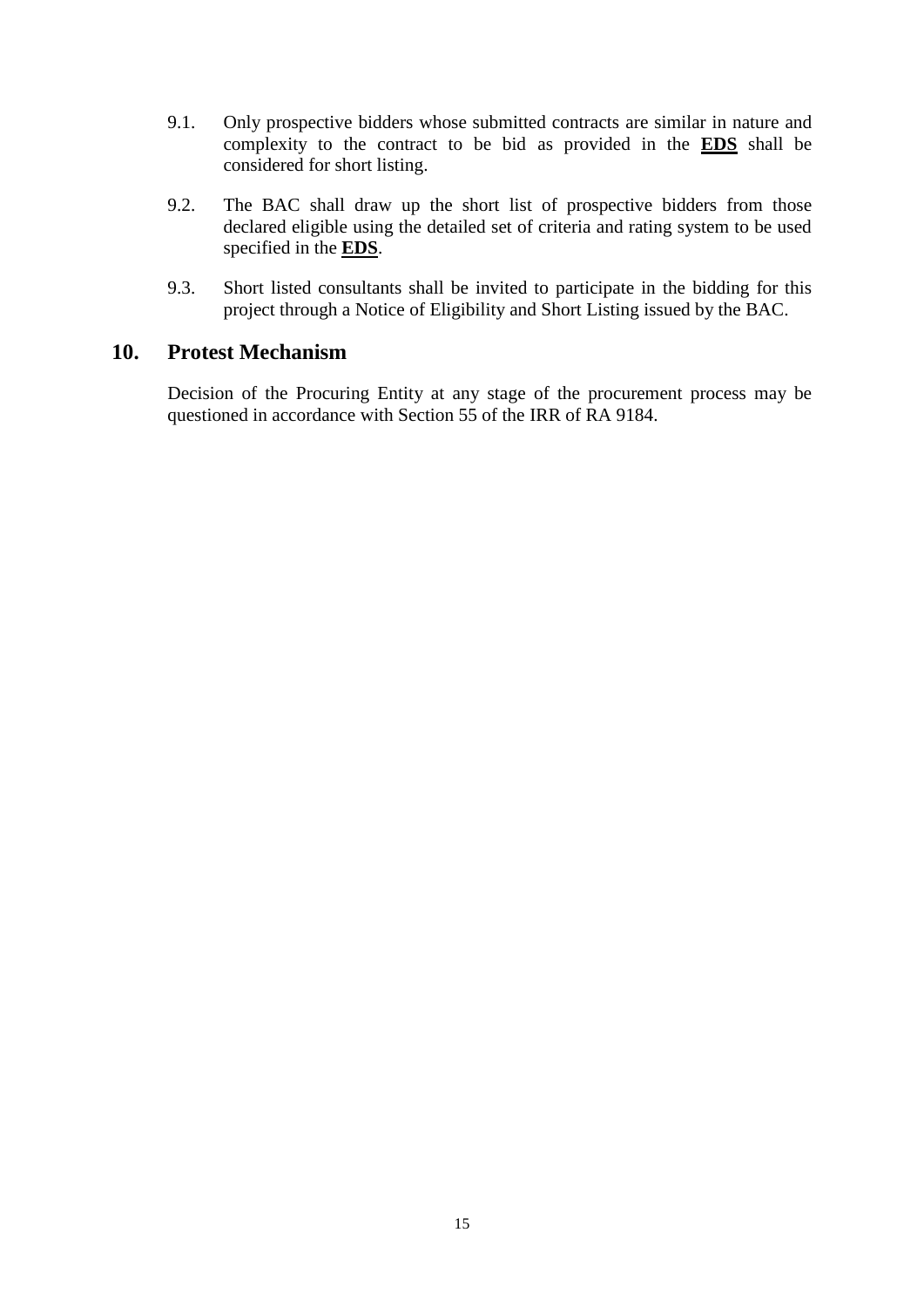9.1. Only prospective bidders whose submitted contracts are similar in nature and complexity to the contract to be bid as provided in the **EDS** shall be considered for short listing.

9.2. The BAC shall draw up the short list of prospective bidders from those declared eligible using the detailed set of criteria and rating system to be used specified in the **EDS**.

9.3. Short listed consultants shall be invited to participate in the bidding for this project through a Notice of Eligibility and Short Listing issued by the BAC.

## 10. Protest Mechanism

Decision of the Procuring Entity at any stage of the procurement process may be questioned in accordance with Section 55 of the IRR of RA 9184.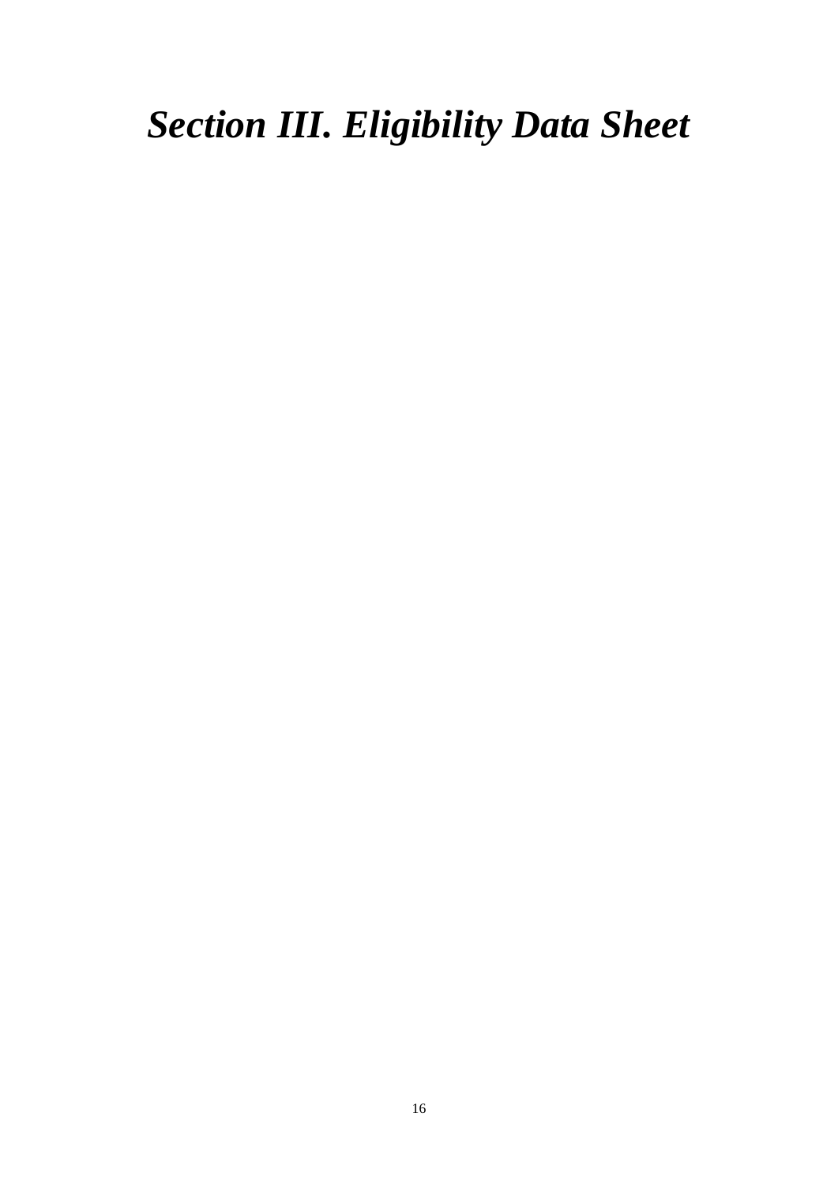# *Section III. Eligibility Data Sheet*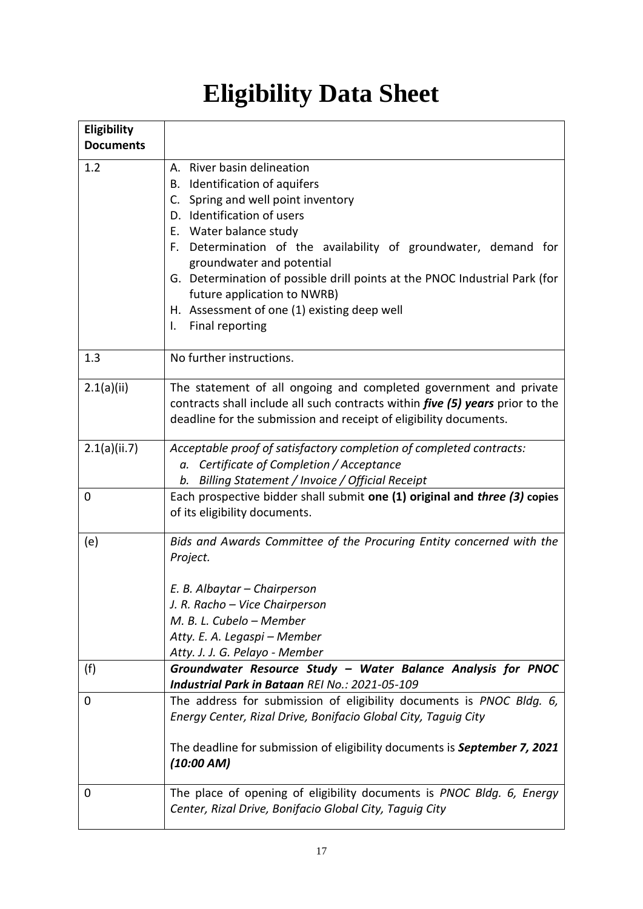# Eligibility Data Sheet

| **Eligibility Documents** | |
|---|---|
| 1.2 | A. River basin delineation<br>B. Identification of aquifers<br>C. Spring and well point inventory<br>D. Identification of users<br>E. Water balance study<br>F. Determination of the availability of groundwater, demand for groundwater and potential<br>G. Determination of possible drill points at the PNOC Industrial Park (for future application to NWRB)<br>H. Assessment of one (1) existing deep well<br>I. Final reporting |
| 1.3 | No further instructions. |
| 2.1(a)(ii) | The statement of all ongoing and completed government and private contracts shall include all such contracts within ***five (5) years*** prior to the deadline for the submission and receipt of eligibility documents. |
| 2.1(a)(ii.7) | *Acceptable proof of satisfactory completion of completed contracts:*<br>*a. Certificate of Completion / Acceptance*<br>*b. Billing Statement / Invoice / Official Receipt* |
| 0 | Each prospective bidder shall submit **one (1) original and *three (3)* copies** of its eligibility documents. |
| (e) | *Bids and Awards Committee of the Procuring Entity concerned with the Project.*<br><br>*E. B. Albaytar – Chairperson*<br>*J. R. Racho – Vice Chairperson*<br>*M. B. L. Cubelo – Member*<br>*Atty. E. A. Legaspi – Member*<br>*Atty. J. J. G. Pelayo - Member* |
| (f) | ***Groundwater Resource Study – Water Balance Analysis for PNOC Industrial Park in Bataan*** *REI No.: 2021-05-109* |
| 0 | The address for submission of eligibility documents is *PNOC Bldg. 6, Energy Center, Rizal Drive, Bonifacio Global City, Taguig City*<br><br>The deadline for submission of eligibility documents is ***September 7, 2021 (10:00 AM)*** |
| 0 | The place of opening of eligibility documents is *PNOC Bldg. 6, Energy Center, Rizal Drive, Bonifacio Global City, Taguig City* |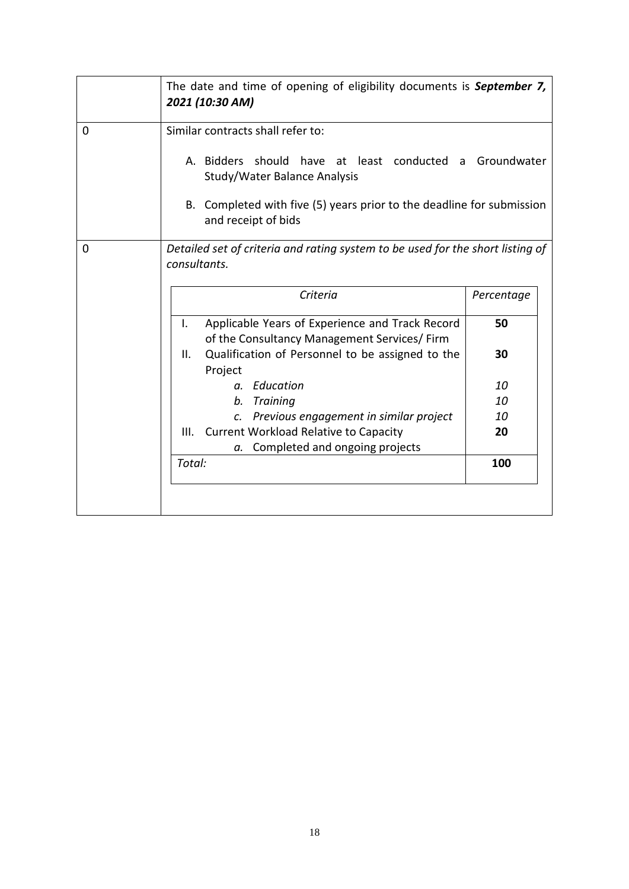| | |
|---|---|
| | The date and time of opening of eligibility documents is ***September 7, 2021 (10:30 AM)*** |
| 0 | Similar contracts shall refer to:<br><br>A. Bidders should have at least conducted a Groundwater Study/Water Balance Analysis<br><br>B. Completed with five (5) years prior to the deadline for submission and receipt of bids |
| 0 | *Detailed set of criteria and rating system to be used for the short listing of consultants.* |

| *Criteria* | *Percentage* |
|---|---|
| I. Applicable Years of Experience and Track Record of the Consultancy Management Services/ Firm | **50** |
| II. Qualification of Personnel to be assigned to the Project | **30** |
| *a. Education* | *10* |
| *b. Training* | *10* |
| *c. Previous engagement in similar project* | *10* |
| III. Current Workload Relative to Capacity | **20** |
| *a.* Completed and ongoing projects | |
| *Total:* | **100** |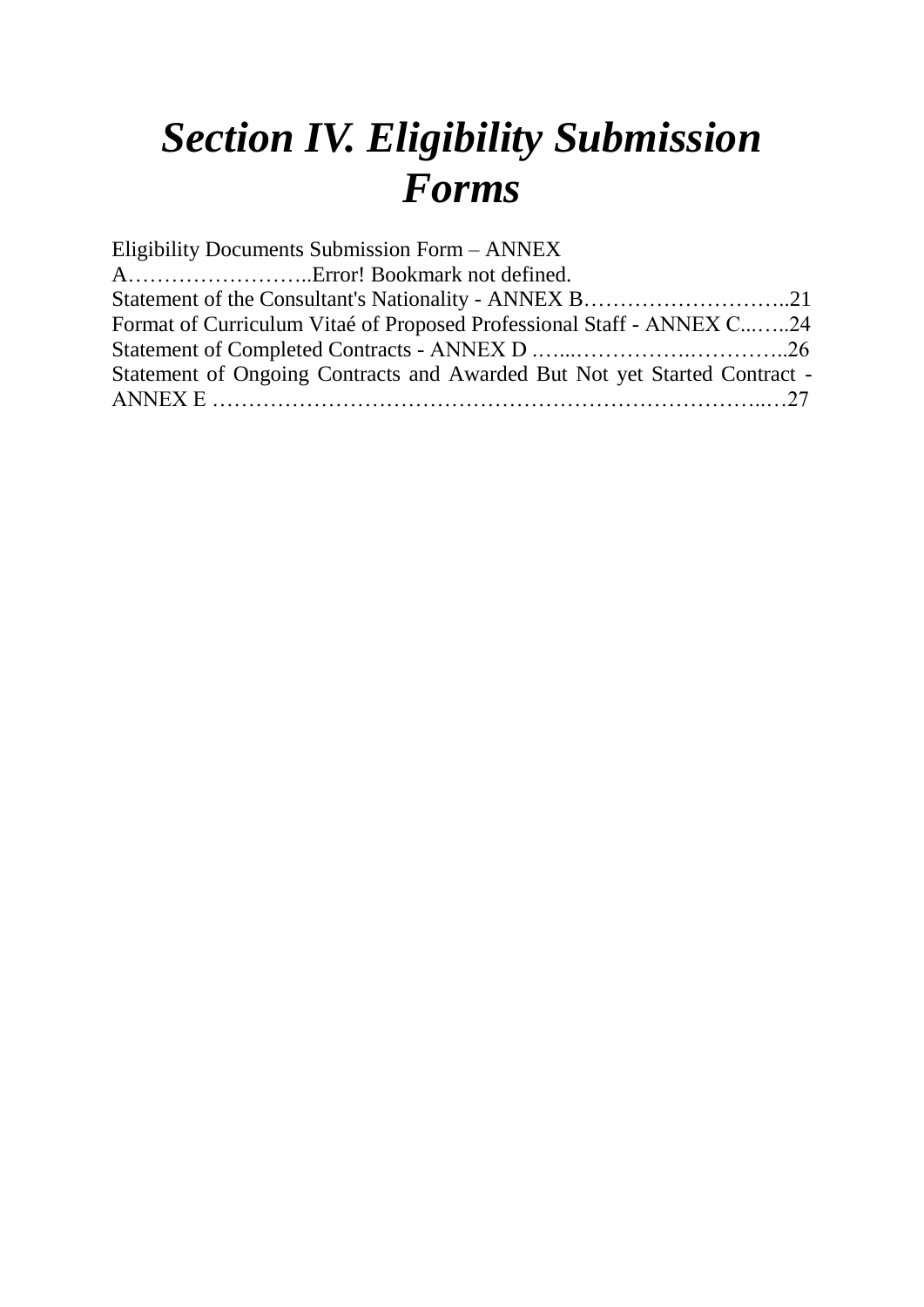# *Section IV. Eligibility Submission Forms*

Eligibility Documents Submission Form – ANNEX A……………………..Error! Bookmark not defined.
Statement of the Consultant's Nationality - ANNEX B………………………..21
Format of Curriculum Vitaé of Proposed Professional Staff - ANNEX C...…..24
Statement of Completed Contracts - ANNEX D …...…………….…………..26
Statement of Ongoing Contracts and Awarded But Not yet Started Contract - ANNEX E ………………………………………………………………...…27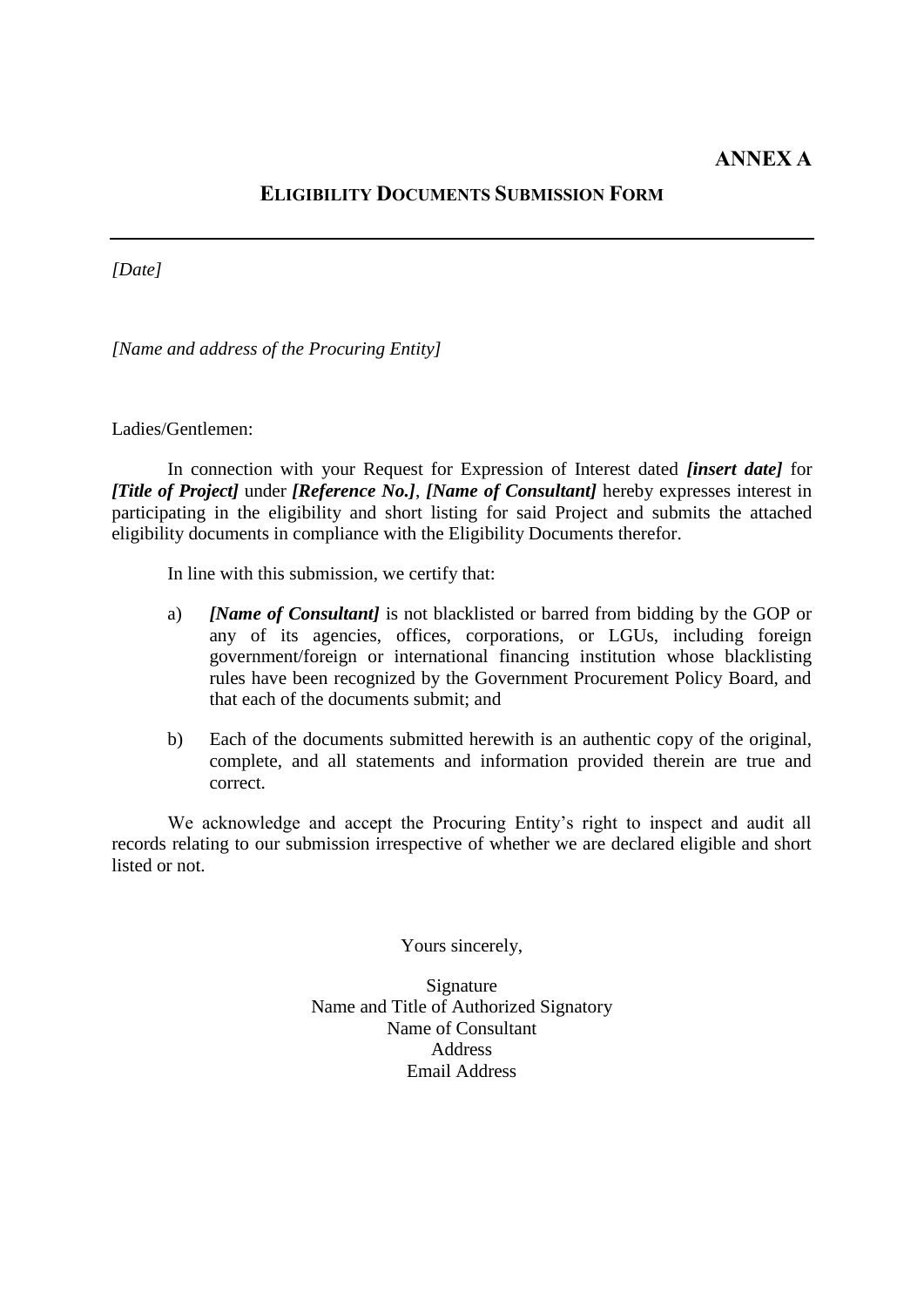**ANNEX A**

## ELIGIBILITY DOCUMENTS SUBMISSION FORM

---

*[Date]*

*[Name and address of the Procuring Entity]*

Ladies/Gentlemen:

In connection with your Request for Expression of Interest dated ***[insert date]*** for ***[Title of Project]*** under ***[Reference No.]***, ***[Name of Consultant]*** hereby expresses interest in participating in the eligibility and short listing for said Project and submits the attached eligibility documents in compliance with the Eligibility Documents therefor.

In line with this submission, we certify that:

a) ***[Name of Consultant]*** is not blacklisted or barred from bidding by the GOP or any of its agencies, offices, corporations, or LGUs, including foreign government/foreign or international financing institution whose blacklisting rules have been recognized by the Government Procurement Policy Board, and that each of the documents submit; and

b) Each of the documents submitted herewith is an authentic copy of the original, complete, and all statements and information provided therein are true and correct.

We acknowledge and accept the Procuring Entity's right to inspect and audit all records relating to our submission irrespective of whether we are declared eligible and short listed or not.

Yours sincerely,

Signature
Name and Title of Authorized Signatory
Name of Consultant
Address
Email Address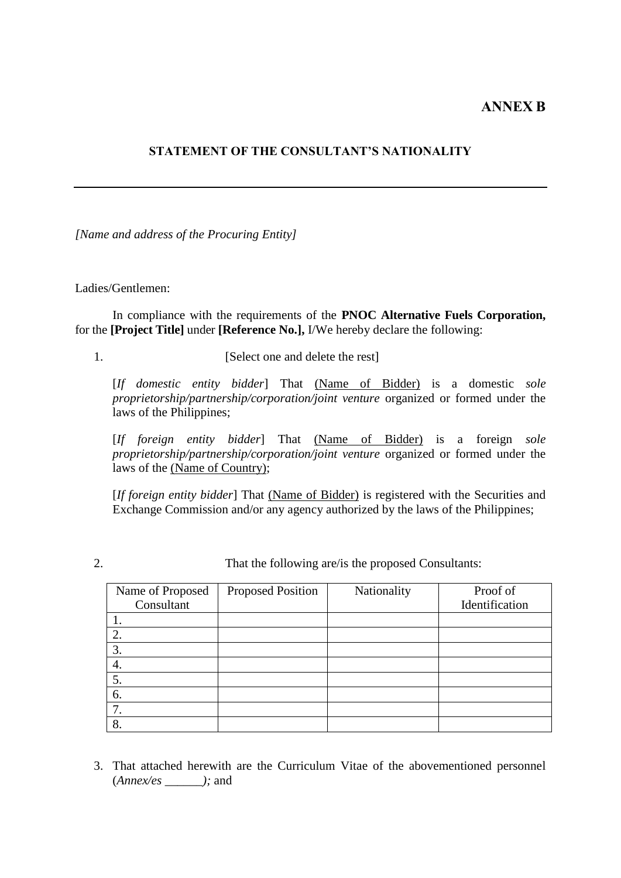**ANNEX B**

## STATEMENT OF THE CONSULTANT'S NATIONALITY

---

*[Name and address of the Procuring Entity]*

Ladies/Gentlemen:

In compliance with the requirements of the **PNOC Alternative Fuels Corporation,** for the **[Project Title]** under **[Reference No.],** I/We hereby declare the following:

1. [Select one and delete the rest]

   [*If domestic entity bidder*] That <u>(Name of Bidder)</u> is a domestic *sole proprietorship/partnership/corporation/joint venture* organized or formed under the laws of the Philippines;

   [*If foreign entity bidder*] That <u>(Name of Bidder)</u> is a foreign *sole proprietorship/partnership/corporation/joint venture* organized or formed under the laws of the <u>(Name of Country)</u>;

   [*If foreign entity bidder*] That <u>(Name of Bidder)</u> is registered with the Securities and Exchange Commission and/or any agency authorized by the laws of the Philippines;

2. That the following are/is the proposed Consultants:

| Name of Proposed Consultant | Proposed Position | Nationality | Proof of Identification |
|---|---|---|---|
| 1. | | | |
| 2. | | | |
| 3. | | | |
| 4. | | | |
| 5. | | | |
| 6. | | | |
| 7. | | | |
| 8. | | | |

3. That attached herewith are the Curriculum Vitae of the abovementioned personnel (*Annex/es ______);* and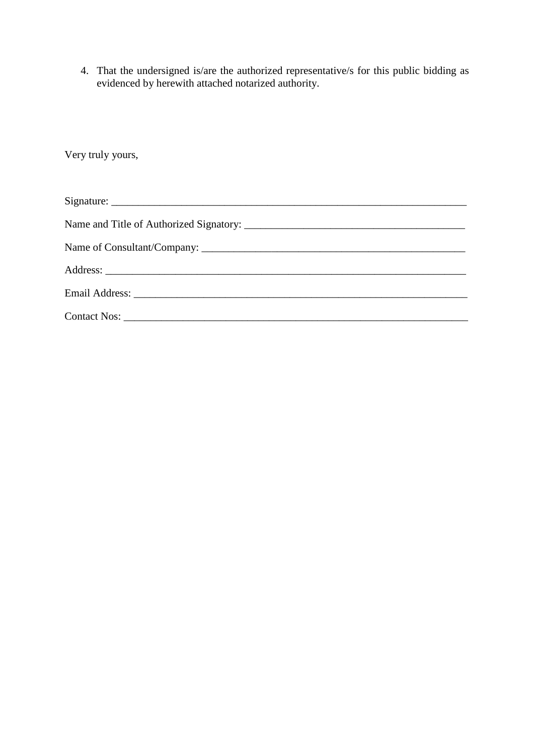4. That the undersigned is/are the authorized representative/s for this public bidding as evidenced by herewith attached notarized authority.

Very truly yours,

Signature: ___________________________________________________________________

Name and Title of Authorized Signatory: __________________________________________

Name of Consultant/Company: __________________________________________________

Address: ____________________________________________________________________

Email Address: _______________________________________________________________

Contact Nos: _________________________________________________________________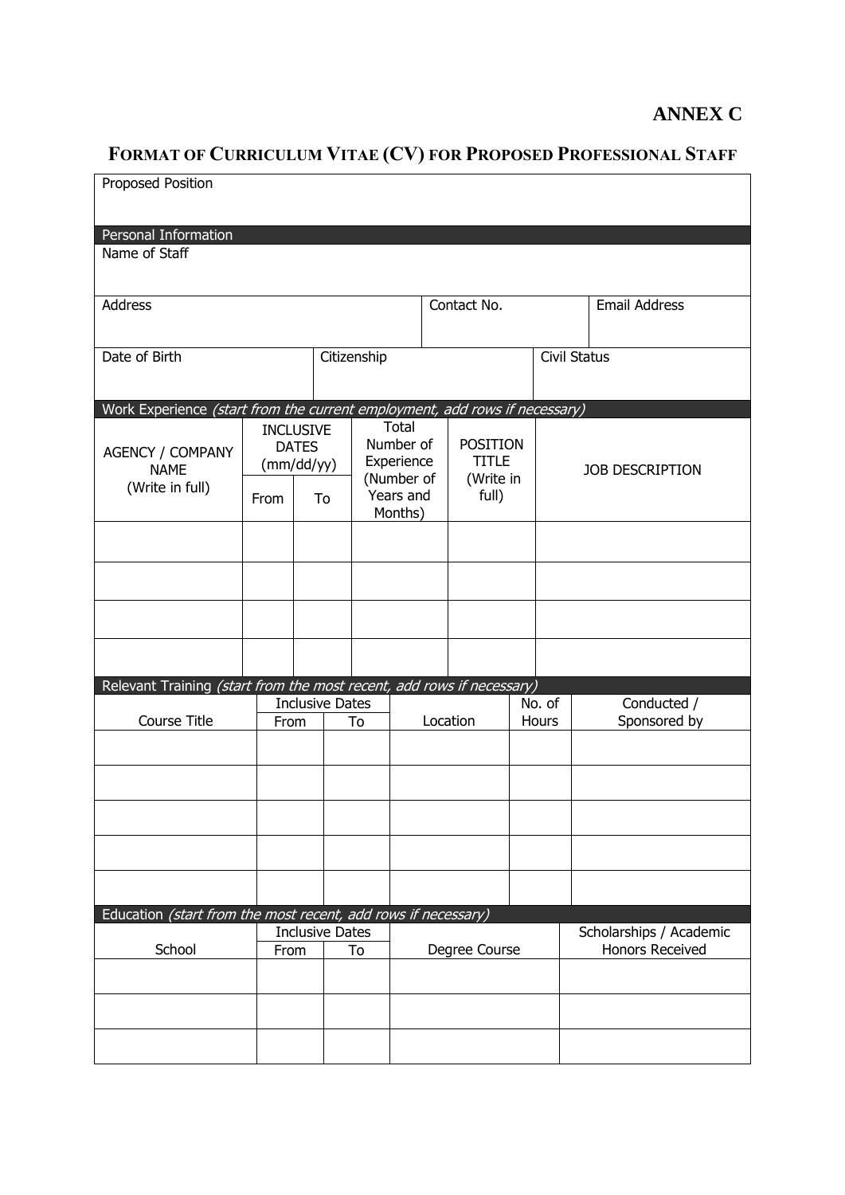**ANNEX C**

## FORMAT OF CURRICULUM VITAE (CV) FOR PROPOSED PROFESSIONAL STAFF

| Proposed Position | | |
|---|---|---|
| | | |

**Personal Information**

| Name of Staff | | |
|---|---|---|
| | | |
| **Address** | **Contact No.** | **Email Address** |
| | | |
| **Date of Birth** | **Citizenship** | **Civil Status** |
| | | |

**Work Experience** *(start from the current employment, add rows if necessary)*

| AGENCY / COMPANY NAME (Write in full) | INCLUSIVE DATES (mm/dd/yy) | | Total Number of Experience (Number of Years and Months) | POSITION TITLE (Write in full) | JOB DESCRIPTION |
|---|---|---|---|---|---|
| | From | To | | | |
| | | | | | |
| | | | | | |
| | | | | | |
| | | | | | |

**Relevant Training** *(start from the most recent, add rows if necessary)*

| Course Title | Inclusive Dates | | Location | No. of Hours | Conducted / Sponsored by |
|---|---|---|---|---|---|
| | From | To | | | |
| | | | | | |
| | | | | | |
| | | | | | |
| | | | | | |
| | | | | | |

**Education** *(start from the most recent, add rows if necessary)*

| School | Inclusive Dates | | Degree Course | Scholarships / Academic Honors Received |
|---|---|---|---|---|
| | From | To | | |
| | | | | |
| | | | | |
| | | | | |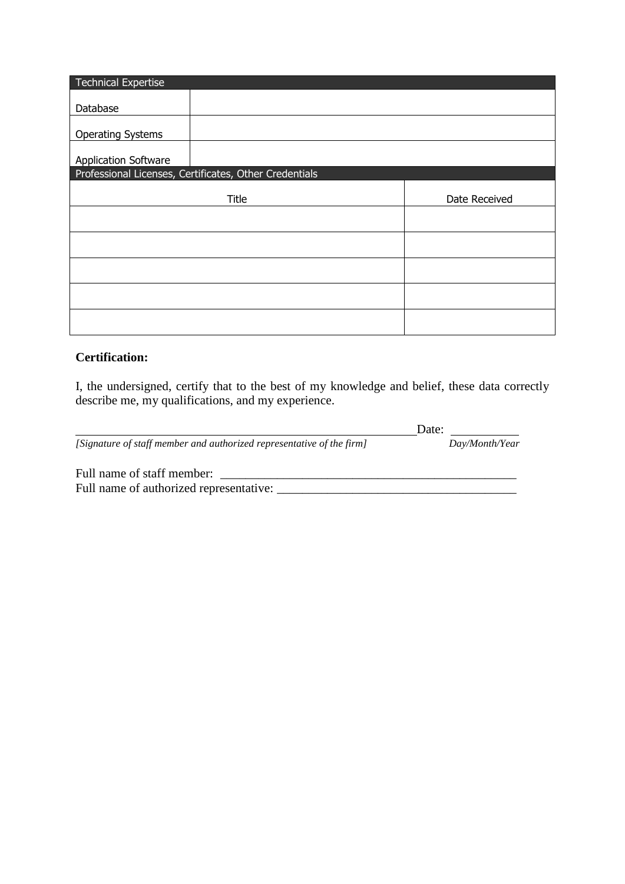| Technical Expertise | |
|---|---|
| Database | |
| Operating Systems | |
| Application Software | |

| Professional Licenses, Certificates, Other Credentials | |
|---|---|
| Title | Date Received |
| | |
| | |
| | |
| | |
| | |

**Certification:**

I, the undersigned, certify that to the best of my knowledge and belief, these data correctly describe me, my qualifications, and my experience.

_________________________________________________________ Date: ___________

*[Signature of staff member and authorized representative of the firm]* *Day/Month/Year*

Full name of staff member: _________________________________________________

Full name of authorized representative: _______________________________________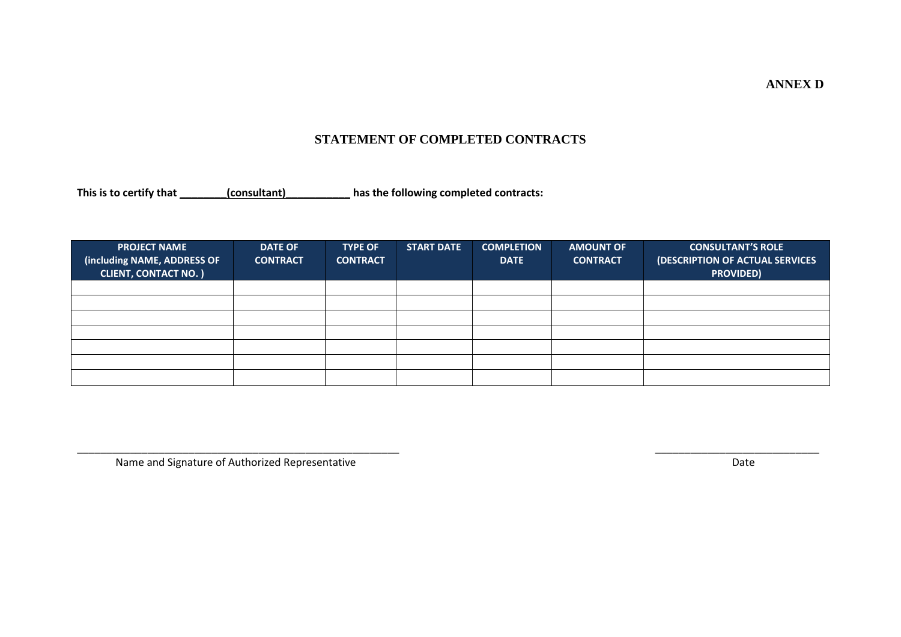**ANNEX D**

## STATEMENT OF COMPLETED CONTRACTS

**This is to certify that ________(consultant)___________ has the following completed contracts:**

| PROJECT NAME (including NAME, ADDRESS OF CLIENT, CONTACT NO. ) | DATE OF CONTRACT | TYPE OF CONTRACT | START DATE | COMPLETION DATE | AMOUNT OF CONTRACT | CONSULTANT'S ROLE (DESCRIPTION OF ACTUAL SERVICES PROVIDED) |
|---|---|---|---|---|---|---|
| | | | | | | |
| | | | | | | |
| | | | | | | |
| | | | | | | |
| | | | | | | |
| | | | | | | |
| | | | | | | |

_____________________________________________________
Name and Signature of Authorized Representative

___________________________
Date